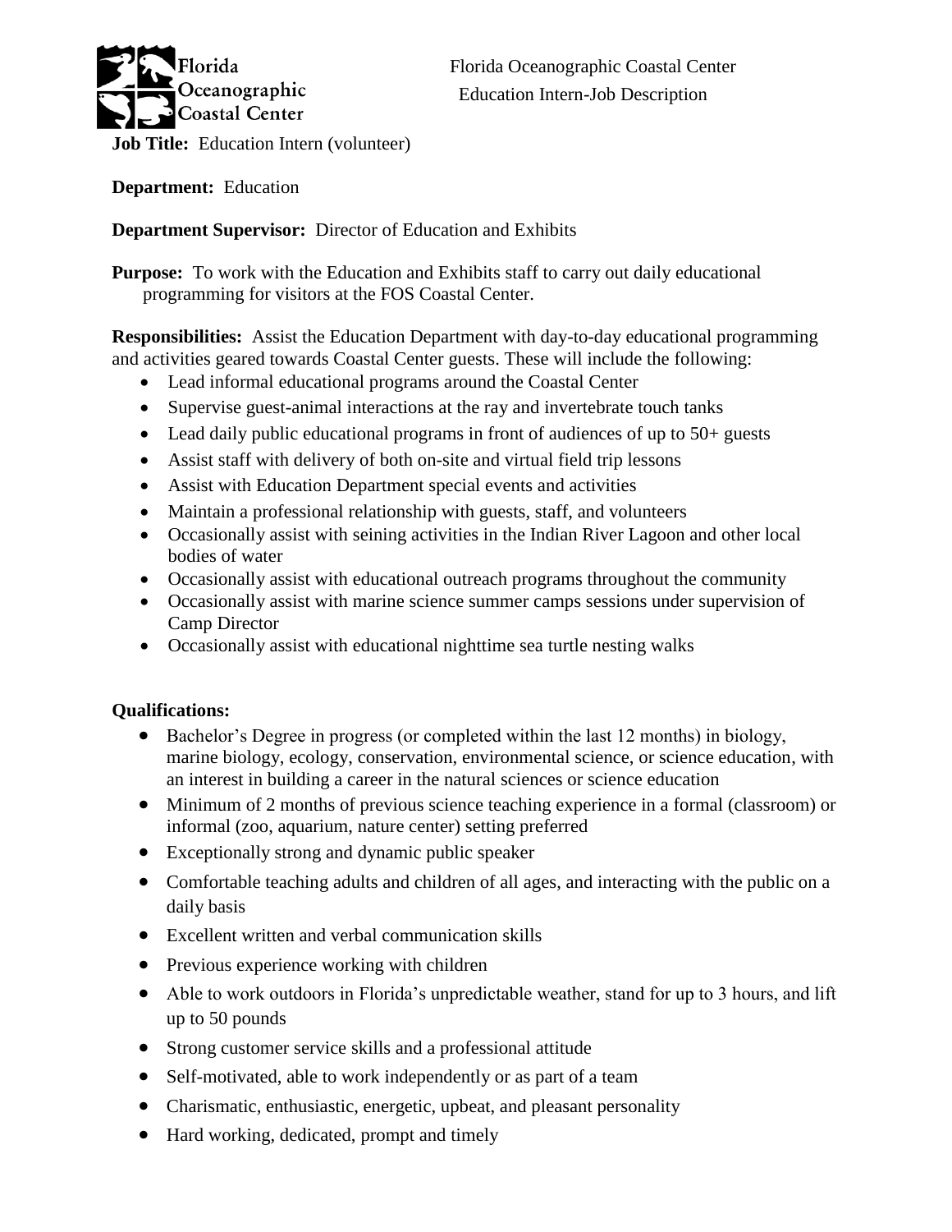Florida Oceanographic Coastal Center
Education Intern-Job Description

**Job Title:** Education Intern (volunteer)

**Department:** Education

**Department Supervisor:** Director of Education and Exhibits

**Purpose:** To work with the Education and Exhibits staff to carry out daily educational programming for visitors at the FOS Coastal Center.

**Responsibilities:** Assist the Education Department with day-to-day educational programming and activities geared towards Coastal Center guests. These will include the following:

- Lead informal educational programs around the Coastal Center
- Supervise guest-animal interactions at the ray and invertebrate touch tanks
- Lead daily public educational programs in front of audiences of up to 50+ guests
- Assist staff with delivery of both on-site and virtual field trip lessons
- Assist with Education Department special events and activities
- Maintain a professional relationship with guests, staff, and volunteers
- Occasionally assist with seining activities in the Indian River Lagoon and other local bodies of water
- Occasionally assist with educational outreach programs throughout the community
- Occasionally assist with marine science summer camps sessions under supervision of Camp Director
- Occasionally assist with educational nighttime sea turtle nesting walks

**Qualifications:**

- Bachelor's Degree in progress (or completed within the last 12 months) in biology, marine biology, ecology, conservation, environmental science, or science education, with an interest in building a career in the natural sciences or science education
- Minimum of 2 months of previous science teaching experience in a formal (classroom) or informal (zoo, aquarium, nature center) setting preferred
- Exceptionally strong and dynamic public speaker
- Comfortable teaching adults and children of all ages, and interacting with the public on a daily basis
- Excellent written and verbal communication skills
- Previous experience working with children
- Able to work outdoors in Florida's unpredictable weather, stand for up to 3 hours, and lift up to 50 pounds
- Strong customer service skills and a professional attitude
- Self-motivated, able to work independently or as part of a team
- Charismatic, enthusiastic, energetic, upbeat, and pleasant personality
- Hard working, dedicated, prompt and timely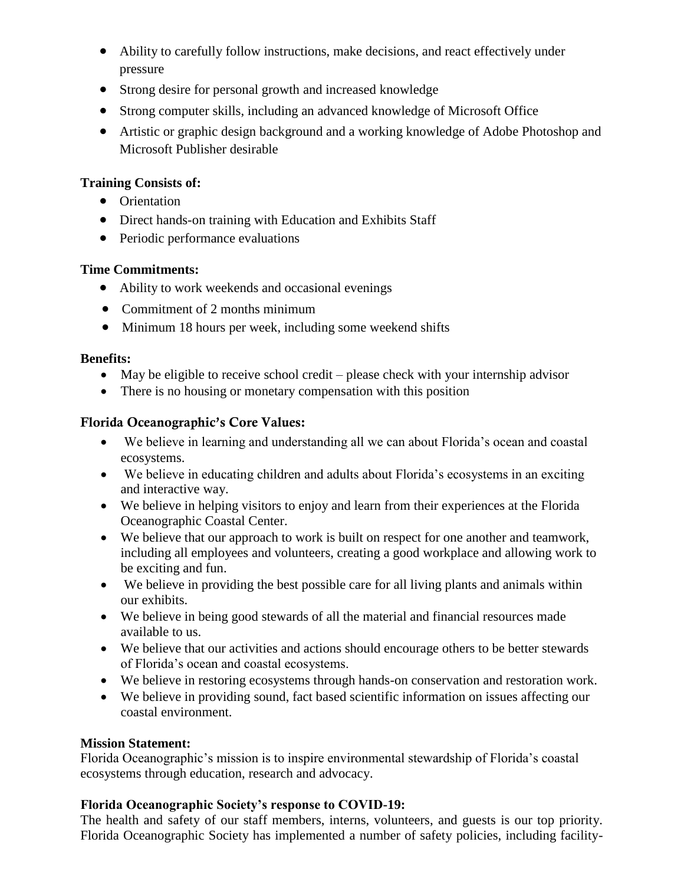- Ability to carefully follow instructions, make decisions, and react effectively under pressure
- Strong desire for personal growth and increased knowledge
- Strong computer skills, including an advanced knowledge of Microsoft Office
- Artistic or graphic design background and a working knowledge of Adobe Photoshop and Microsoft Publisher desirable

**Training Consists of:**

- Orientation
- Direct hands-on training with Education and Exhibits Staff
- Periodic performance evaluations

**Time Commitments:**

- Ability to work weekends and occasional evenings
- Commitment of 2 months minimum
- Minimum 18 hours per week, including some weekend shifts

**Benefits:**

- May be eligible to receive school credit – please check with your internship advisor
- There is no housing or monetary compensation with this position

**Florida Oceanographic's Core Values:**

- We believe in learning and understanding all we can about Florida's ocean and coastal ecosystems.
- We believe in educating children and adults about Florida's ecosystems in an exciting and interactive way.
- We believe in helping visitors to enjoy and learn from their experiences at the Florida Oceanographic Coastal Center.
- We believe that our approach to work is built on respect for one another and teamwork, including all employees and volunteers, creating a good workplace and allowing work to be exciting and fun.
- We believe in providing the best possible care for all living plants and animals within our exhibits.
- We believe in being good stewards of all the material and financial resources made available to us.
- We believe that our activities and actions should encourage others to be better stewards of Florida's ocean and coastal ecosystems.
- We believe in restoring ecosystems through hands-on conservation and restoration work.
- We believe in providing sound, fact based scientific information on issues affecting our coastal environment.

**Mission Statement:**
Florida Oceanographic's mission is to inspire environmental stewardship of Florida's coastal ecosystems through education, research and advocacy.

**Florida Oceanographic Society's response to COVID-19:**
The health and safety of our staff members, interns, volunteers, and guests is our top priority. Florida Oceanographic Society has implemented a number of safety policies, including facility-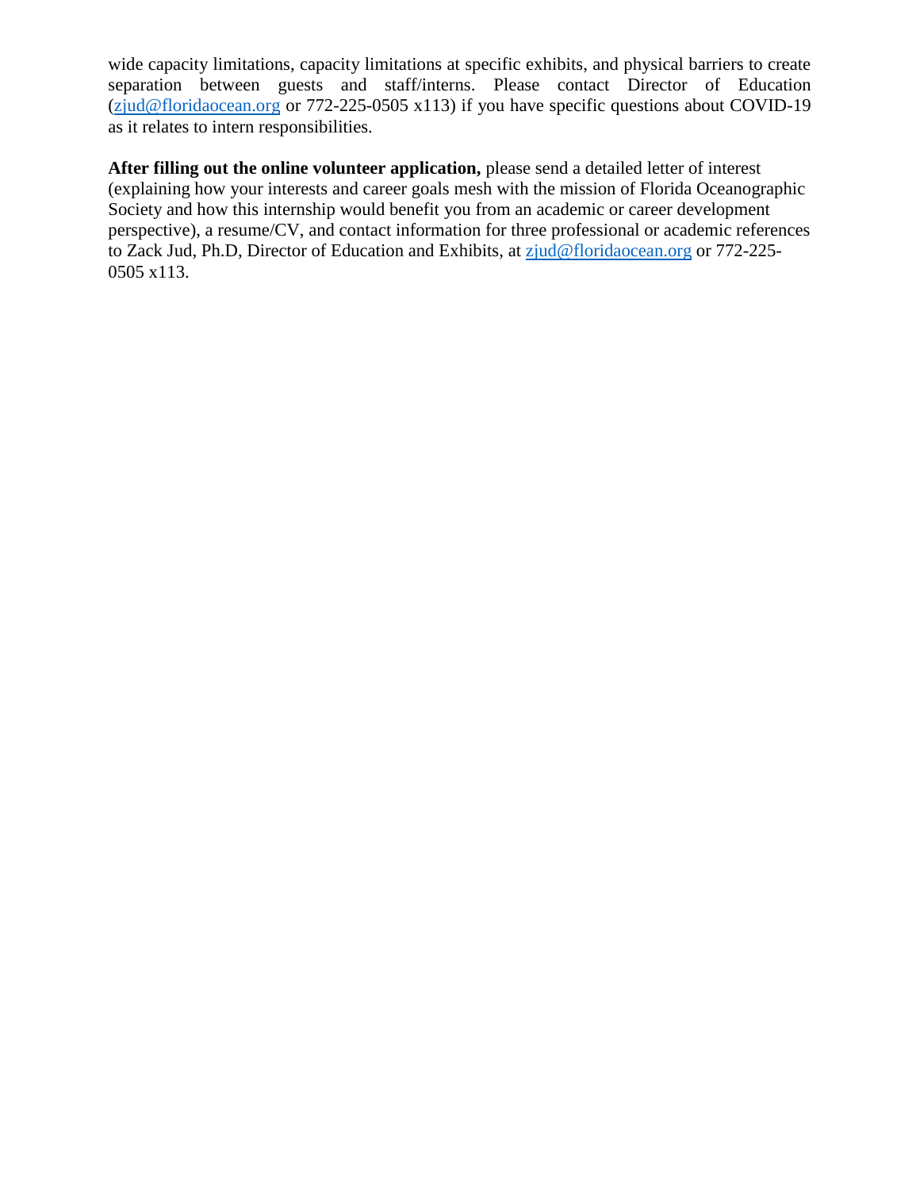wide capacity limitations, capacity limitations at specific exhibits, and physical barriers to create separation between guests and staff/interns. Please contact Director of Education (zjud@floridaocean.org or 772-225-0505 x113) if you have specific questions about COVID-19 as it relates to intern responsibilities.

**After filling out the online volunteer application,** please send a detailed letter of interest (explaining how your interests and career goals mesh with the mission of Florida Oceanographic Society and how this internship would benefit you from an academic or career development perspective), a resume/CV, and contact information for three professional or academic references to Zack Jud, Ph.D, Director of Education and Exhibits, at zjud@floridaocean.org or 772-225-0505 x113.